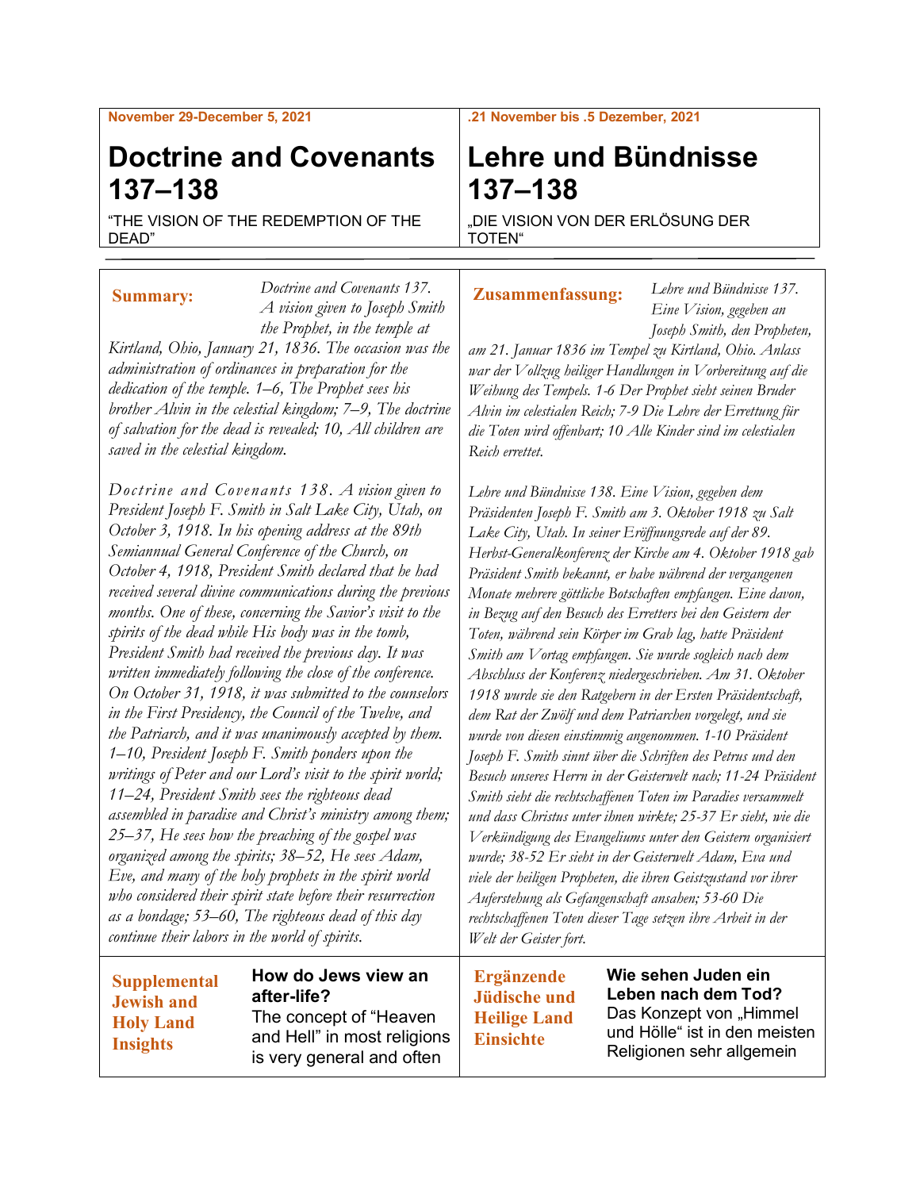November 29-December 5, 2021

# Doctrine and Covenants 137–138

"THE VISION OF THE REDEMPTION OF THE DEAD"

**Summary:** *Doctrine and Covenants 137. A vision given to Joseph Smith the Prophet, in the temple at Kirtland, Ohio, January 21, 1836. The occasion was the administration of ordinances in preparation for the dedication of the temple. 1–6, The Prophet sees his brother Alvin in the celestial kingdom; 7–9, The doctrine of salvation for the dead is revealed; 10, All children are saved in the celestial kingdom.*

*Doctrine and Covenants 138. A vision given to President Joseph F. Smith in Salt Lake City, Utah, on October 3, 1918. In his opening address at the 89th Semiannual General Conference of the Church, on October 4, 1918, President Smith declared that he had received several divine communications during the previous months. One of these, concerning the Savior's visit to the spirits of the dead while His body was in the tomb, President Smith had received the previous day. It was written immediately following the close of the conference. On October 31, 1918, it was submitted to the counselors in the First Presidency, the Council of the Twelve, and the Patriarch, and it was unanimously accepted by them. 1–10, President Joseph F. Smith ponders upon the writings of Peter and our Lord's visit to the spirit world; 11–24, President Smith sees the righteous dead assembled in paradise and Christ's ministry among them; 25–37, He sees how the preaching of the gospel was organized among the spirits; 38–52, He sees Adam, Eve, and many of the holy prophets in the spirit world who considered their spirit state before their resurrection as a bondage; 53–60, The righteous dead of this day continue their labors in the world of spirits.*

**Supplemental Jewish and Holy Land Insights**

**How do Jews view an after-life?**
The concept of "Heaven and Hell" in most religions is very general and often

.21 November bis .5 Dezember, 2021

# Lehre und Bündnisse 137–138

„DIE VISION VON DER ERLÖSUNG DER TOTEN"

**Zusammenfassung:** *Lehre und Bündnisse 137. Eine Vision, gegeben an Joseph Smith, den Propheten, am 21. Januar 1836 im Tempel zu Kirtland, Ohio. Anlass war der Vollzug heiliger Handlungen in Vorbereitung auf die Weihung des Tempels. 1-6 Der Prophet sieht seinen Bruder Alvin im celestialen Reich; 7-9 Die Lehre der Errettung für die Toten wird offenbart; 10 Alle Kinder sind im celestialen Reich errettet.*

*Lehre und Bündnisse 138. Eine Vision, gegeben dem Präsidenten Joseph F. Smith am 3. Oktober 1918 zu Salt Lake City, Utah. In seiner Eröffnungsrede auf der 89. Herbst-Generalkonferenz der Kirche am 4. Oktober 1918 gab Präsident Smith bekannt, er habe während der vergangenen Monate mehrere göttliche Botschaften empfangen. Eine davon, in Bezug auf den Besuch des Erretters bei den Geistern der Toten, während sein Körper im Grab lag, hatte Präsident Smith am Vortag empfangen. Sie wurde sogleich nach dem Abschluss der Konferenz niedergeschrieben. Am 31. Oktober 1918 wurde sie den Ratgebern in der Ersten Präsidentschaft, dem Rat der Zwölf und dem Patriarchen vorgelegt, und sie wurde von diesen einstimmig angenommen. 1-10 Präsident Joseph F. Smith sinnt über die Schriften des Petrus und den Besuch unseres Herrn in der Geisterwelt nach; 11-24 Präsident Smith sieht die rechtschaffenen Toten im Paradies versammelt und dass Christus unter ihnen wirkte; 25-37 Er sieht, wie die Verkündigung des Evangeliums unter den Geistern organisiert wurde; 38-52 Er sieht in der Geisterwelt Adam, Eva und viele der heiligen Propheten, die ihren Geistzustand vor ihrer Auferstehung als Gefangenschaft ansahen; 53-60 Die rechtschaffenen Toten dieser Tage setzen ihre Arbeit in der Welt der Geister fort.*

**Ergänzende Jüdische und Heilige Land Einsichte**

**Wie sehen Juden ein Leben nach dem Tod?**
Das Konzept von „Himmel und Hölle" ist in den meisten Religionen sehr allgemein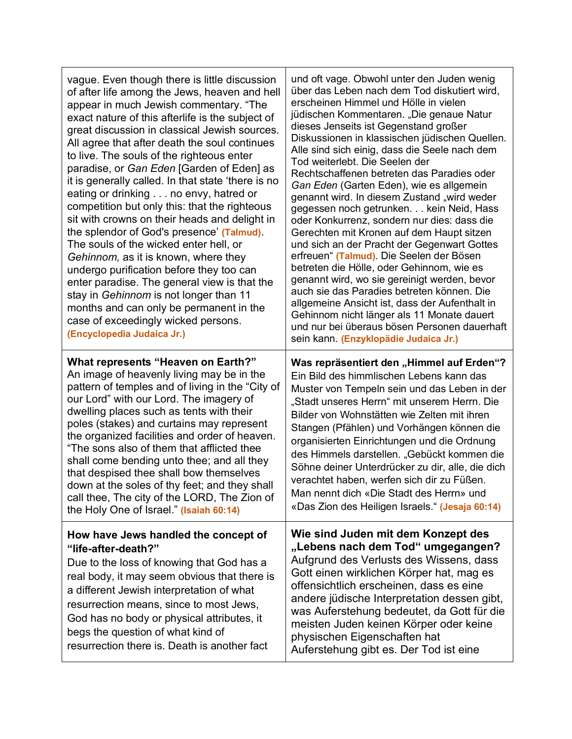| | |
|---|---|
| vague. Even though there is little discussion of after life among the Jews, heaven and hell appear in much Jewish commentary. "The exact nature of this afterlife is the subject of great discussion in classical Jewish sources. All agree that after death the soul continues to live. The souls of the righteous enter paradise, or *Gan Eden* [Garden of Eden] as it is generally called. In that state 'there is no eating or drinking . . . no envy, hatred or competition but only this: that the righteous sit with crowns on their heads and delight in the splendor of God's presence' **(Talmud)**. The souls of the wicked enter hell, or *Gehinnom,* as it is known, where they undergo purification before they too can enter paradise. The general view is that the stay in *Gehinnom* is not longer than 11 months and can only be permanent in the case of exceedingly wicked persons. **(Encyclopedia Judaica Jr.)** | und oft vage. Obwohl unter den Juden wenig über das Leben nach dem Tod diskutiert wird, erscheinen Himmel und Hölle in vielen jüdischen Kommentaren. „Die genaue Natur dieses Jenseits ist Gegenstand großer Diskussionen in klassischen jüdischen Quellen. Alle sind sich einig, dass die Seele nach dem Tod weiterlebt. Die Seelen der Rechtschaffenen betreten das Paradies oder *Gan Eden* (Garten Eden), wie es allgemein genannt wird. In diesem Zustand „wird weder gegessen noch getrunken. . . kein Neid, Hass oder Konkurrenz, sondern nur dies: dass die Gerechten mit Kronen auf dem Haupt sitzen und sich an der Pracht der Gegenwart Gottes erfreuen" **(Talmud)**. Die Seelen der Bösen betreten die Hölle, oder Gehinnom, wie es genannt wird, wo sie gereinigt werden, bevor auch sie das Paradies betreten können. Die allgemeine Ansicht ist, dass der Aufenthalt in Gehinnom nicht länger als 11 Monate dauert und nur bei überaus bösen Personen dauerhaft sein kann. **(Enzyklopädie Judaica Jr.)** |
| **What represents "Heaven on Earth?"** An image of heavenly living may be in the pattern of temples and of living in the "City of our Lord" with our Lord. The imagery of dwelling places such as tents with their poles (stakes) and curtains may represent the organized facilities and order of heaven. "The sons also of them that afflicted thee shall come bending unto thee; and all they that despised thee shall bow themselves down at the soles of thy feet; and they shall call thee, The city of the LORD, The Zion of the Holy One of Israel." **(Isaiah 60:14)** | **Was repräsentiert den „Himmel auf Erden"?** Ein Bild des himmlischen Lebens kann das Muster von Tempeln sein und das Leben in der „Stadt unseres Herrn" mit unserem Herrn. Die Bilder von Wohnstätten wie Zelten mit ihren Stangen (Pfählen) und Vorhängen können die organisierten Einrichtungen und die Ordnung des Himmels darstellen. „Gebückt kommen die Söhne deiner Unterdrücker zu dir, alle, die dich verachtet haben, werfen sich dir zu Füßen. Man nennt dich «Die Stadt des Herrn» und «Das Zion des Heiligen Israels." **(Jesaja 60:14)** |
| **How have Jews handled the concept of "life-after-death?"** Due to the loss of knowing that God has a real body, it may seem obvious that there is a different Jewish interpretation of what resurrection means, since to most Jews, God has no body or physical attributes, it begs the question of what kind of resurrection there is. Death is another fact | **Wie sind Juden mit dem Konzept des „Lebens nach dem Tod" umgegangen?** Aufgrund des Verlusts des Wissens, dass Gott einen wirklichen Körper hat, mag es offensichtlich erscheinen, dass es eine andere jüdische Interpretation dessen gibt, was Auferstehung bedeutet, da Gott für die meisten Juden keinen Körper oder keine physischen Eigenschaften hat Auferstehung gibt es. Der Tod ist eine |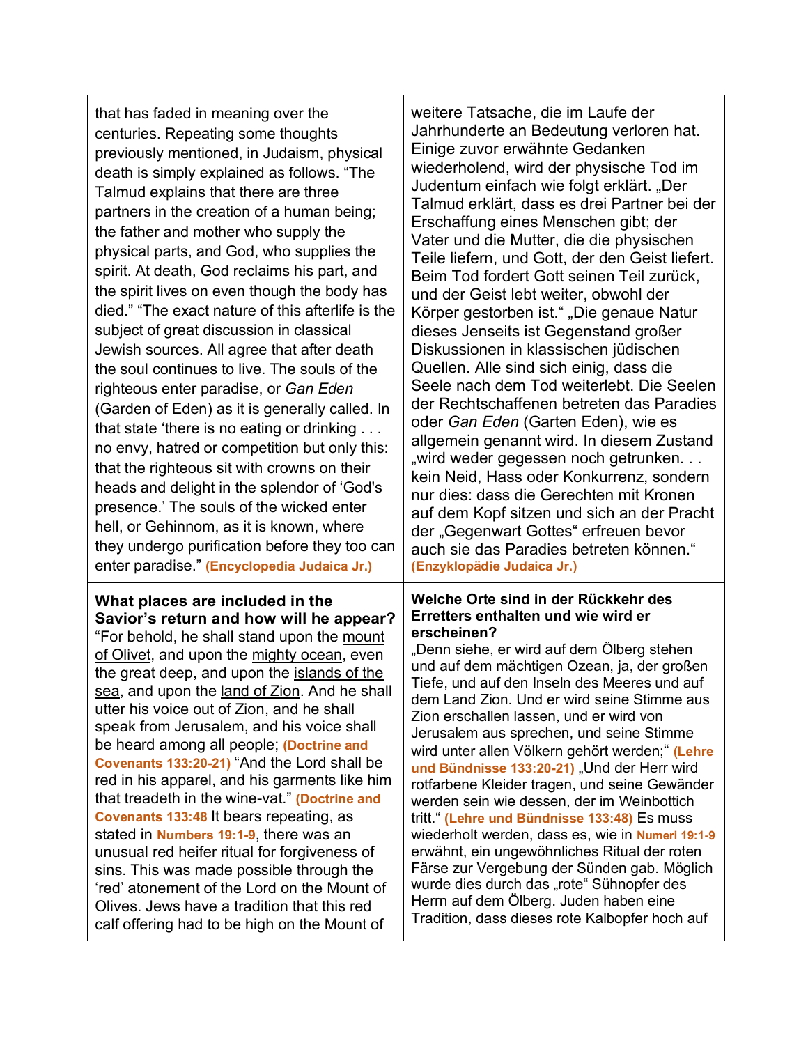| | |
|---|---|
| that has faded in meaning over the centuries. Repeating some thoughts previously mentioned, in Judaism, physical death is simply explained as follows. "The Talmud explains that there are three partners in the creation of a human being; the father and mother who supply the physical parts, and God, who supplies the spirit. At death, God reclaims his part, and the spirit lives on even though the body has died." "The exact nature of this afterlife is the subject of great discussion in classical Jewish sources. All agree that after death the soul continues to live. The souls of the righteous enter paradise, or *Gan Eden* (Garden of Eden) as it is generally called. In that state 'there is no eating or drinking . . . no envy, hatred or competition but only this: that the righteous sit with crowns on their heads and delight in the splendor of 'God's presence.' The souls of the wicked enter hell, or Gehinnom, as it is known, where they undergo purification before they too can enter paradise." **(Encyclopedia Judaica Jr.)** | weitere Tatsache, die im Laufe der Jahrhunderte an Bedeutung verloren hat. Einige zuvor erwähnte Gedanken wiederholend, wird der physische Tod im Judentum einfach wie folgt erklärt. „Der Talmud erklärt, dass es drei Partner bei der Erschaffung eines Menschen gibt; der Vater und die Mutter, die die physischen Teile liefern, und Gott, der den Geist liefert. Beim Tod fordert Gott seinen Teil zurück, und der Geist lebt weiter, obwohl der Körper gestorben ist." „Die genaue Natur dieses Jenseits ist Gegenstand großer Diskussionen in klassischen jüdischen Quellen. Alle sind sich einig, dass die Seele nach dem Tod weiterlebt. Die Seelen der Rechtschaffenen betreten das Paradies oder *Gan Eden* (Garten Eden), wie es allgemein genannt wird. In diesem Zustand „wird weder gegessen noch getrunken. . . kein Neid, Hass oder Konkurrenz, sondern nur dies: dass die Gerechten mit Kronen auf dem Kopf sitzen und sich an der Pracht der „Gegenwart Gottes" erfreuen bevor auch sie das Paradies betreten können." **(Enzyklopädie Judaica Jr.)** |
| **What places are included in the Savior's return and how will he appear?** "For behold, he shall stand upon the <u>mount of Olivet</u>, and upon the <u>mighty ocean</u>, even the great deep, and upon the <u>islands of the sea</u>, and upon the <u>land of Zion</u>. And he shall utter his voice out of Zion, and he shall speak from Jerusalem, and his voice shall be heard among all people; **(Doctrine and Covenants 133:20-21)** "And the Lord shall be red in his apparel, and his garments like him that treadeth in the wine-vat." **(Doctrine and Covenants 133:48** It bears repeating, as stated in **Numbers 19:1-9**, there was an unusual red heifer ritual for forgiveness of sins. This was made possible through the 'red' atonement of the Lord on the Mount of Olives. Jews have a tradition that this red calf offering had to be high on the Mount of | **Welche Orte sind in der Rückkehr des Erretters enthalten und wie wird er erscheinen?** „Denn siehe, er wird auf dem Ölberg stehen und auf dem mächtigen Ozean, ja, der großen Tiefe, und auf den Inseln des Meeres und auf dem Land Zion. Und er wird seine Stimme aus Zion erschallen lassen, und er wird von Jerusalem aus sprechen, und seine Stimme wird unter allen Völkern gehört werden;" **(Lehre und Bündnisse 133:20-21)** „Und der Herr wird rotfarbene Kleider tragen, und seine Gewänder werden sein wie dessen, der im Weinbottich tritt." **(Lehre und Bündnisse 133:48)** Es muss wiederholt werden, dass es, wie in **Numeri 19:1-9** erwähnt, ein ungewöhnliches Ritual der roten Färse zur Vergebung der Sünden gab. Möglich wurde dies durch das „rote" Sühnopfer des Herrn auf dem Ölberg. Juden haben eine Tradition, dass dieses rote Kalbopfer hoch auf |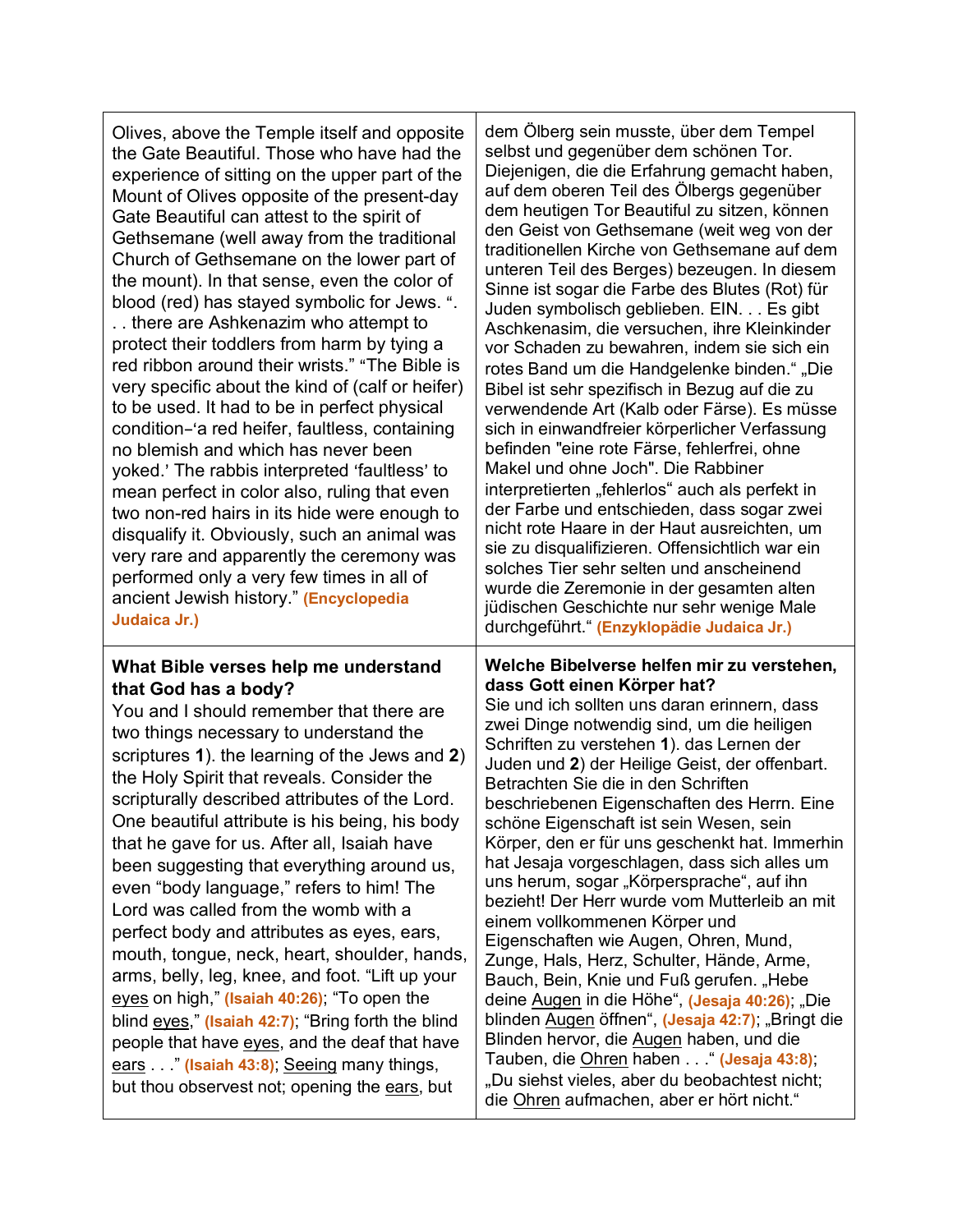| | |
|---|---|
| Olives, above the Temple itself and opposite the Gate Beautiful. Those who have had the experience of sitting on the upper part of the Mount of Olives opposite of the present-day Gate Beautiful can attest to the spirit of Gethsemane (well away from the traditional Church of Gethsemane on the lower part of the mount). In that sense, even the color of blood (red) has stayed symbolic for Jews. ". . . there are Ashkenazim who attempt to protect their toddlers from harm by tying a red ribbon around their wrists." "The Bible is very specific about the kind of (calf or heifer) to be used. It had to be in perfect physical condition–'a red heifer, faultless, containing no blemish and which has never been yoked.' The rabbis interpreted 'faultless' to mean perfect in color also, ruling that even two non-red hairs in its hide were enough to disqualify it. Obviously, such an animal was very rare and apparently the ceremony was performed only a very few times in all of ancient Jewish history." **(Encyclopedia Judaica Jr.)** | dem Ölberg sein musste, über dem Tempel selbst und gegenüber dem schönen Tor. Diejenigen, die die Erfahrung gemacht haben, auf dem oberen Teil des Ölbergs gegenüber dem heutigen Tor Beautiful zu sitzen, können den Geist von Gethsemane (weit weg von der traditionellen Kirche von Gethsemane auf dem unteren Teil des Berges) bezeugen. In diesem Sinne ist sogar die Farbe des Blutes (Rot) für Juden symbolisch geblieben. EIN. . . Es gibt Aschkenasim, die versuchen, ihre Kleinkinder vor Schaden zu bewahren, indem sie sich ein rotes Band um die Handgelenke binden." „Die Bibel ist sehr spezifisch in Bezug auf die zu verwendende Art (Kalb oder Färse). Es müsse sich in einwandfreier körperlicher Verfassung befinden "eine rote Färse, fehlerfrei, ohne Makel und ohne Joch". Die Rabbiner interpretierten „fehlerlos" auch als perfekt in der Farbe und entschieden, dass sogar zwei nicht rote Haare in der Haut ausreichten, um sie zu disqualifizieren. Offensichtlich war ein solches Tier sehr selten und anscheinend wurde die Zeremonie in der gesamten alten jüdischen Geschichte nur sehr wenige Male durchgeführt." **(Enzyklopädie Judaica Jr.)** |
| **What Bible verses help me understand that God has a body?** You and I should remember that there are two things necessary to understand the scriptures **1**). the learning of the Jews and **2**) the Holy Spirit that reveals. Consider the scripturally described attributes of the Lord. One beautiful attribute is his being, his body that he gave for us. After all, Isaiah have been suggesting that everything around us, even "body language," refers to him! The Lord was called from the womb with a perfect body and attributes as eyes, ears, mouth, tongue, neck, heart, shoulder, hands, arms, belly, leg, knee, and foot. "Lift up your <u>eyes</u> on high," **(Isaiah 40:26)**; "To open the blind <u>eyes</u>," **(Isaiah 42:7)**; "Bring forth the blind people that have <u>eyes</u>, and the deaf that have <u>ears</u> . . ." **(Isaiah 43:8)**; <u>Seeing</u> many things, but thou observest not; opening the <u>ears</u>, but | **Welche Bibelverse helfen mir zu verstehen, dass Gott einen Körper hat?** Sie und ich sollten uns daran erinnern, dass zwei Dinge notwendig sind, um die heiligen Schriften zu verstehen **1**). das Lernen der Juden und **2**) der Heilige Geist, der offenbart. Betrachten Sie die in den Schriften beschriebenen Eigenschaften des Herrn. Eine schöne Eigenschaft ist sein Wesen, sein Körper, den er für uns geschenkt hat. Immerhin hat Jesaja vorgeschlagen, dass sich alles um uns herum, sogar „Körpersprache", auf ihn bezieht! Der Herr wurde vom Mutterleib an mit einem vollkommenen Körper und Eigenschaften wie Augen, Ohren, Mund, Zunge, Hals, Herz, Schulter, Hände, Arme, Bauch, Bein, Knie und Fuß gerufen. „Hebe deine <u>Augen</u> in die Höhe", **(Jesaja 40:26)**; „Die blinden <u>Augen</u> öffnen", **(Jesaja 42:7)**; „Bringt die Blinden hervor, die <u>Augen</u> haben, und die Tauben, die <u>Ohren</u> haben . . ." **(Jesaja 43:8)**; „Du siehst vieles, aber du beobachtest nicht; die <u>Ohren</u> aufmachen, aber er hört nicht." |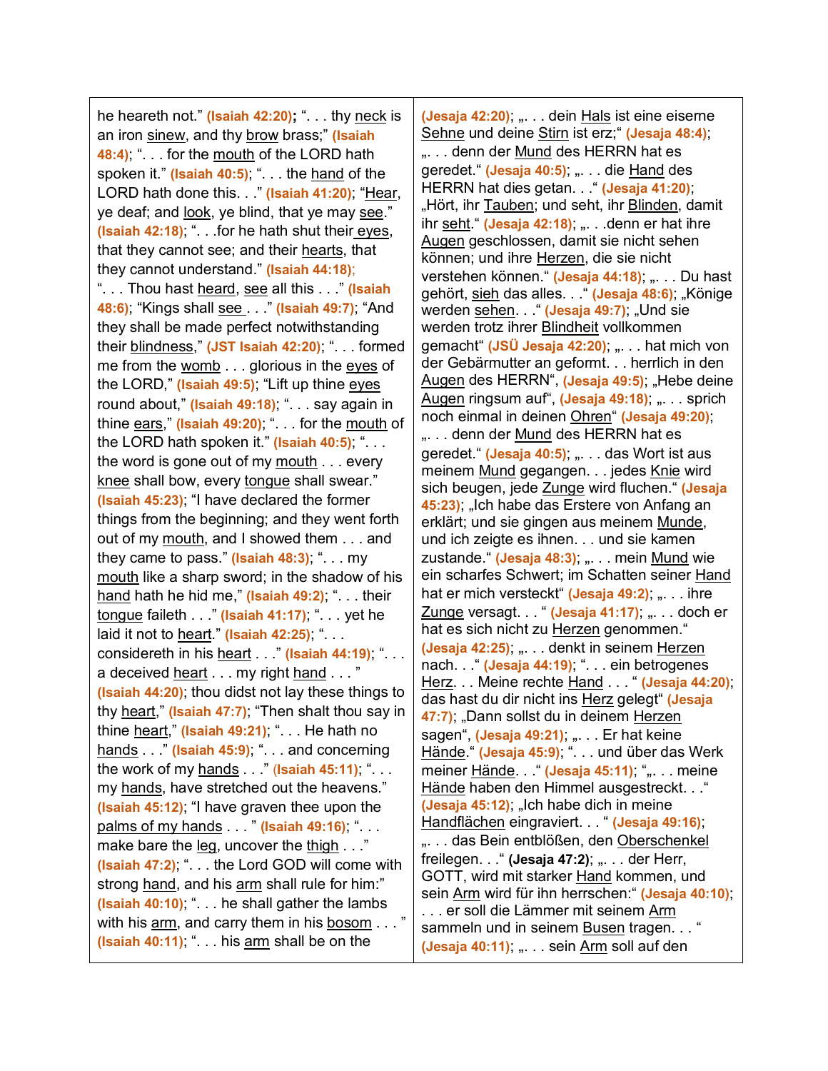| | |
|---|---|
| he heareth not." **(Isaiah 42:20)**; ". . . thy <u>neck</u> is an iron <u>sinew</u>, and thy <u>brow</u> brass;" **(Isaiah 48:4)**; ". . . for the <u>mouth</u> of the LORD hath spoken it." **(Isaiah 40:5)**; ". . . the <u>hand</u> of the LORD hath done this. . ." **(Isaiah 41:20)**; "<u>Hear</u>, ye deaf; and <u>look</u>, ye blind, that ye may <u>see</u>." **(Isaiah 42:18)**; ". . .for he hath shut their <u>eyes</u>, that they cannot see; and their <u>hearts</u>, that they cannot understand." **(Isaiah 44:18)**; ". . . Thou hast <u>heard</u>, <u>see</u> all this . . ." **(Isaiah 48:6)**; "Kings shall <u>see</u> . . ." **(Isaiah 49:7)**; "And they shall be made perfect notwithstanding their <u>blindness</u>," **(JST Isaiah 42:20)**; ". . . formed me from the <u>womb</u> . . . glorious in the <u>eyes</u> of the LORD," **(Isaiah 49:5)**; "Lift up thine <u>eyes</u> round about," **(Isaiah 49:18)**; ". . . say again in thine <u>ears</u>," **(Isaiah 49:20)**; ". . . for the <u>mouth</u> of the LORD hath spoken it." **(Isaiah 40:5)**; ". . . the word is gone out of my <u>mouth</u> . . . every <u>knee</u> shall bow, every <u>tongue</u> shall swear." **(Isaiah 45:23)**; "I have declared the former things from the beginning; and they went forth out of my <u>mouth</u>, and I showed them . . . and they came to pass." **(Isaiah 48:3)**; ". . . my <u>mouth</u> like a sharp sword; in the shadow of his <u>hand</u> hath he hid me," **(Isaiah 49:2)**; ". . . their <u>tongue</u> faileth . . ." **(Isaiah 41:17)**; ". . . yet he laid it not to <u>heart</u>." **(Isaiah 42:25)**; ". . . considereth in his <u>heart</u> . . ." **(Isaiah 44:19)**; ". . . a deceived <u>heart</u> . . . my right <u>hand</u> . . . " **(Isaiah 44:20)**; thou didst not lay these things to thy <u>heart</u>," **(Isaiah 47:7)**; "Then shalt thou say in thine <u>heart</u>," **(Isaiah 49:21)**; ". . . He hath no <u>hands</u> . . ." **(Isaiah 45:9)**; ". . . and concerning the work of my <u>hands</u> . . ." **(Isaiah 45:11)**; ". . . my <u>hands</u>, have stretched out the heavens." **(Isaiah 45:12)**; "I have graven thee upon the <u>palms of my hands</u> . . . " **(Isaiah 49:16)**; ". . . make bare the <u>leg</u>, uncover the <u>thigh</u> . . ." **(Isaiah 47:2)**; ". . . the Lord GOD will come with strong <u>hand</u>, and his <u>arm</u> shall rule for him:" **(Isaiah 40:10)**; ". . . he shall gather the lambs with his <u>arm</u>, and carry them in his <u>bosom</u> . . . " **(Isaiah 40:11)**; ". . . his <u>arm</u> shall be on the | **(Jesaja 42:20)**; „. . . dein <u>Hals</u> ist eine eiserne <u>Sehne</u> und deine <u>Stirn</u> ist erz;" **(Jesaja 48:4)**; „. . . denn der <u>Mund</u> des HERRN hat es geredet." **(Jesaja 40:5)**; „. . . die <u>Hand</u> des HERRN hat dies getan. . ." **(Jesaja 41:20)**; „Hört, ihr <u>Tauben</u>; und seht, ihr <u>Blinden</u>, damit ihr <u>seht</u>." **(Jesaja 42:18)**; „. . .denn er hat ihre <u>Augen</u> geschlossen, damit sie nicht sehen können; und ihre <u>Herzen</u>, die sie nicht verstehen können." **(Jesaja 44:18)**; „. . . Du hast gehört, <u>sieh</u> das alles. . ." **(Jesaja 48:6)**; „Könige werden <u>sehen</u>. . ." **(Jesaja 49:7)**; „Und sie werden trotz ihrer <u>Blindheit</u> vollkommen gemacht" **(JSÜ Jesaja 42:20)**; „. . . hat mich von der Gebärmutter an geformt. . . herrlich in den <u>Augen</u> des HERRN", **(Jesaja 49:5)**; „Hebe deine <u>Augen</u> ringsum auf", **(Jesaja 49:18)**; „. . . sprich noch einmal in deinen <u>Ohren</u>" **(Jesaja 49:20)**; „. . . denn der <u>Mund</u> des HERRN hat es geredet." **(Jesaja 40:5)**; „. . . das Wort ist aus meinem <u>Mund</u> gegangen. . . jedes <u>Knie</u> wird sich beugen, jede <u>Zunge</u> wird fluchen." **(Jesaja 45:23)**; „Ich habe das Erstere von Anfang an erklärt; und sie gingen aus meinem <u>Munde</u>, und ich zeigte es ihnen. . . und sie kamen zustande." **(Jesaja 48:3)**; „. . . mein <u>Mund</u> wie ein scharfes Schwert; im Schatten seiner <u>Hand</u> hat er mich versteckt" **(Jesaja 49:2)**; „. . . ihre <u>Zunge</u> versagt. . . " **(Jesaja 41:17)**; „. . . doch er hat es sich nicht zu <u>Herzen</u> genommen." **(Jesaja 42:25)**; „. . . denkt in seinem <u>Herzen</u> nach. . ." **(Jesaja 44:19)**; ". . . ein betrogenes <u>Herz</u>. . . Meine rechte <u>Hand</u> . . . " **(Jesaja 44:20)**; das hast du dir nicht ins <u>Herz</u> gelegt" **(Jesaja 47:7)**; „Dann sollst du in deinem <u>Herzen</u> sagen", **(Jesaja 49:21)**; „. . . Er hat keine <u>Hände</u>." **(Jesaja 45:9)**; ". . . und über das Werk meiner <u>Hände</u>. . ." **(Jesaja 45:11)**; "„. . . meine <u>Hände</u> haben den Himmel ausgestreckt. . ." **(Jesaja 45:12)**; „Ich habe dich in meine <u>Handflächen</u> eingraviert. . . " **(Jesaja 49:16)**; „. . . das Bein entblößen, den <u>Oberschenkel</u> freilegen. . ." **(Jesaja 47:2)**; „. . . der Herr, GOTT, wird mit starker <u>Hand</u> kommen, und sein <u>Arm</u> wird für ihn herrschen:" **(Jesaja 40:10)**; . . . er soll die Lämmer mit seinem <u>Arm</u> sammeln und in seinem <u>Busen</u> tragen. . . " **(Jesaja 40:11)**; „. . . sein <u>Arm</u> soll auf den |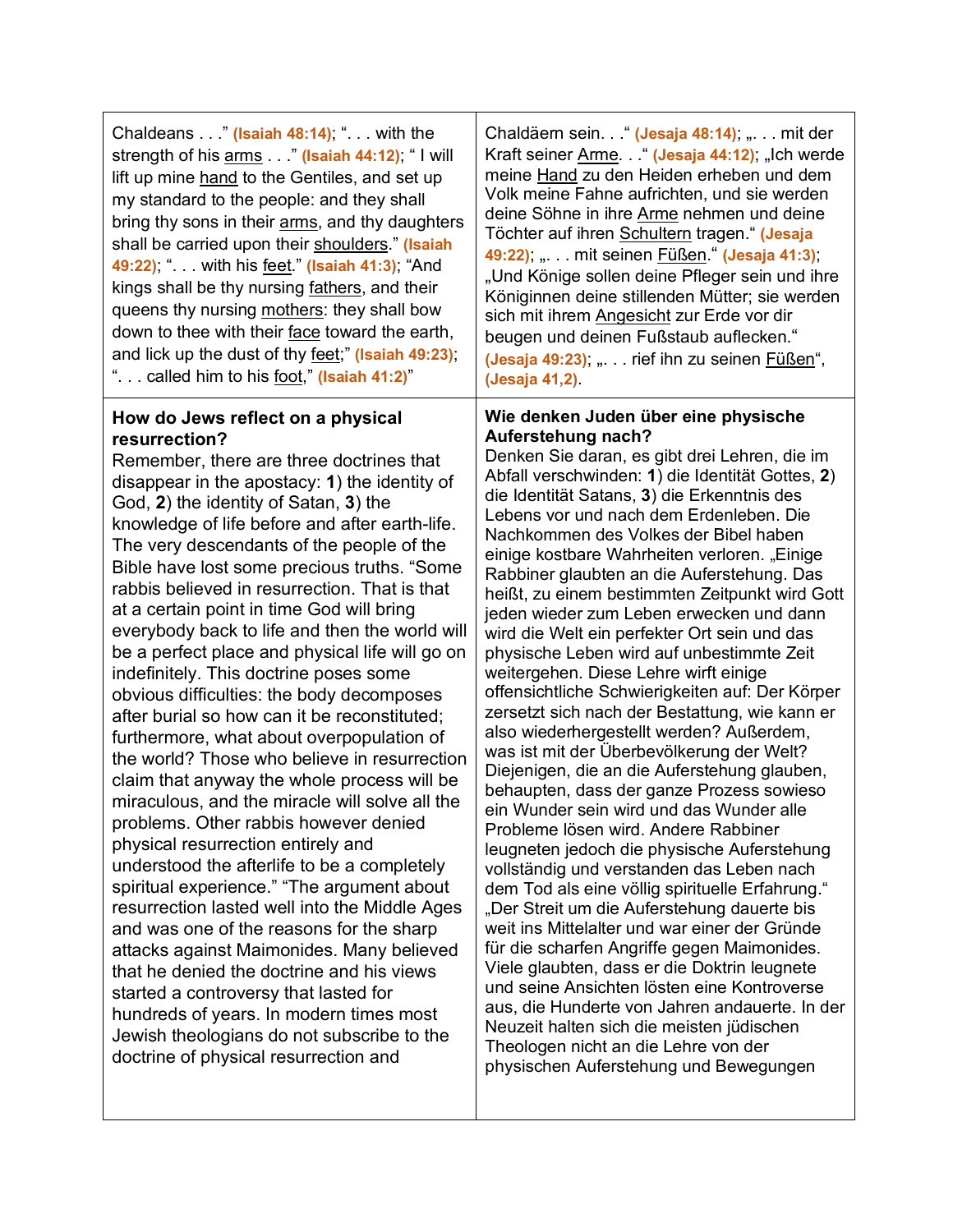| | |
|---|---|
| Chaldeans . . ." **(Isaiah 48:14)**; ". . . with the strength of his arms . . ." **(Isaiah 44:12)**; " I will lift up mine hand to the Gentiles, and set up my standard to the people: and they shall bring thy sons in their arms, and thy daughters shall be carried upon their shoulders." **(Isaiah 49:22)**; ". . . with his feet." **(Isaiah 41:3)**; "And kings shall be thy nursing fathers, and their queens thy nursing mothers: they shall bow down to thee with their face toward the earth, and lick up the dust of thy feet;" **(Isaiah 49:23)**; ". . . called him to his foot," **(Isaiah 41:2)**" | Chaldäern sein. . ." **(Jesaja 48:14)**; „. . . mit der Kraft seiner Arme. . ." **(Jesaja 44:12)**; „Ich werde meine Hand zu den Heiden erheben und dem Volk meine Fahne aufrichten, und sie werden deine Söhne in ihre Arme nehmen und deine Töchter auf ihren Schultern tragen." **(Jesaja 49:22)**; „. . . mit seinen Füßen." **(Jesaja 41:3)**; „Und Könige sollen deine Pfleger sein und ihre Königinnen deine stillenden Mütter; sie werden sich mit ihrem Angesicht zur Erde vor dir beugen und deinen Fußstaub auflecken." **(Jesaja 49:23)**; „. . . rief ihn zu seinen Füßen", **(Jesaja 41,2)**. |
| **How do Jews reflect on a physical resurrection?** Remember, there are three doctrines that disappear in the apostacy: **1**) the identity of God, **2**) the identity of Satan, **3**) the knowledge of life before and after earth-life. The very descendants of the people of the Bible have lost some precious truths. "Some rabbis believed in resurrection. That is that at a certain point in time God will bring everybody back to life and then the world will be a perfect place and physical life will go on indefinitely. This doctrine poses some obvious difficulties: the body decomposes after burial so how can it be reconstituted; furthermore, what about overpopulation of the world? Those who believe in resurrection claim that anyway the whole process will be miraculous, and the miracle will solve all the problems. Other rabbis however denied physical resurrection entirely and understood the afterlife to be a completely spiritual experience." "The argument about resurrection lasted well into the Middle Ages and was one of the reasons for the sharp attacks against Maimonides. Many believed that he denied the doctrine and his views started a controversy that lasted for hundreds of years. In modern times most Jewish theologians do not subscribe to the doctrine of physical resurrection and | **Wie denken Juden über eine physische Auferstehung nach?** Denken Sie daran, es gibt drei Lehren, die im Abfall verschwinden: **1**) die Identität Gottes, **2**) die Identität Satans, **3**) die Erkenntnis des Lebens vor und nach dem Erdenleben. Die Nachkommen des Volkes der Bibel haben einige kostbare Wahrheiten verloren. „Einige Rabbiner glaubten an die Auferstehung. Das heißt, zu einem bestimmten Zeitpunkt wird Gott jeden wieder zum Leben erwecken und dann wird die Welt ein perfekter Ort sein und das physische Leben wird auf unbestimmte Zeit weitergehen. Diese Lehre wirft einige offensichtliche Schwierigkeiten auf: Der Körper zersetzt sich nach der Bestattung, wie kann er also wiederhergestellt werden? Außerdem, was ist mit der Überbevölkerung der Welt? Diejenigen, die an die Auferstehung glauben, behaupten, dass der ganze Prozess sowieso ein Wunder sein wird und das Wunder alle Probleme lösen wird. Andere Rabbiner leugneten jedoch die physische Auferstehung vollständig und verstanden das Leben nach dem Tod als eine völlig spirituelle Erfahrung." „Der Streit um die Auferstehung dauerte bis weit ins Mittelalter und war einer der Gründe für die scharfen Angriffe gegen Maimonides. Viele glaubten, dass er die Doktrin leugnete und seine Ansichten lösten eine Kontroverse aus, die Hunderte von Jahren andauerte. In der Neuzeit halten sich die meisten jüdischen Theologen nicht an die Lehre von der physischen Auferstehung und Bewegungen |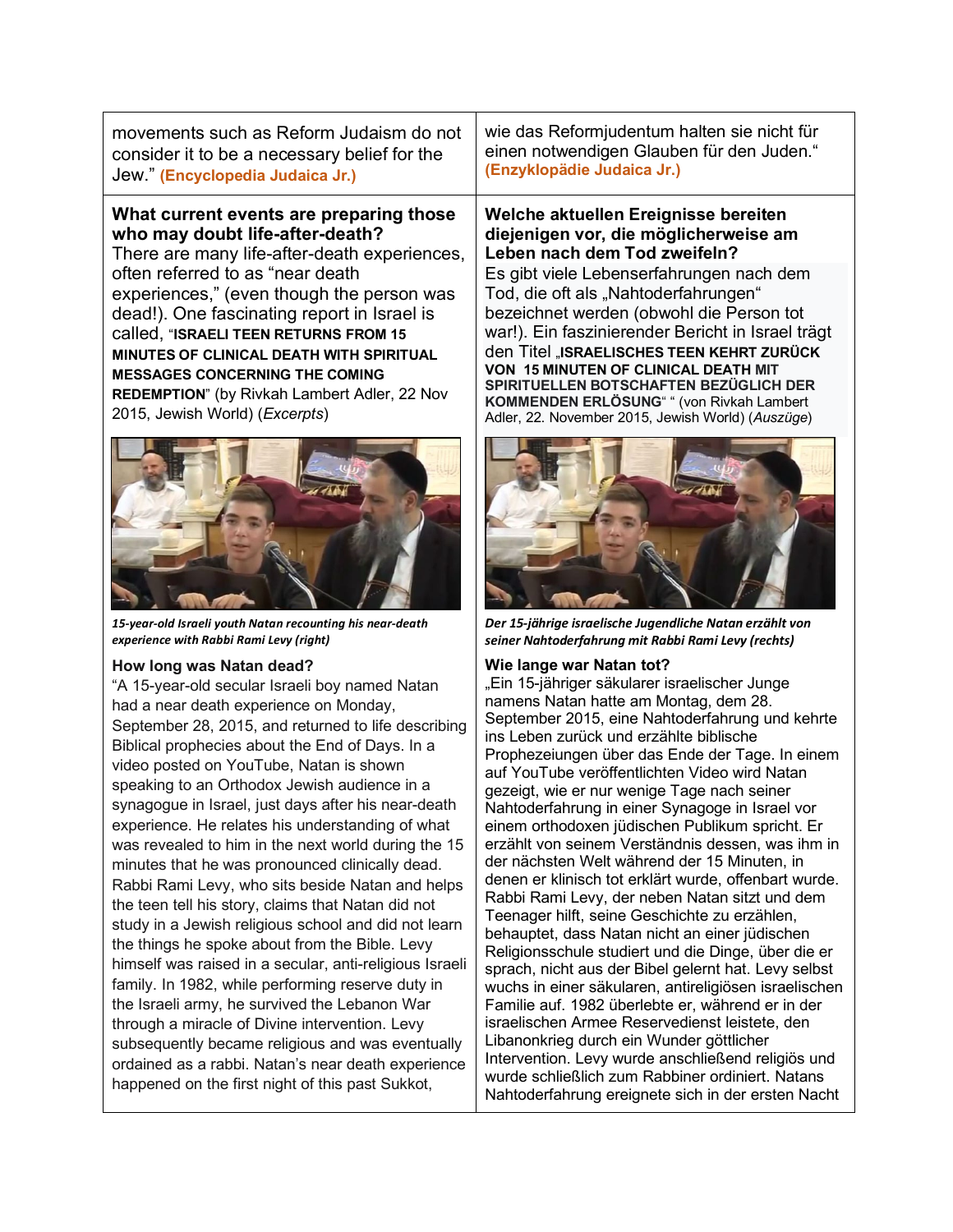| | |
|---|---|
| movements such as Reform Judaism do not consider it to be a necessary belief for the Jew." **(Encyclopedia Judaica Jr.)** | wie das Reformjudentum halten sie nicht für einen notwendigen Glauben für den Juden." **(Enzyklopädie Judaica Jr.)** |
| **What current events are preparing those who may doubt life-after-death?** There are many life-after-death experiences, often referred to as "near death experiences," (even though the person was dead!). One fascinating report in Israel is called, "**ISRAELI TEEN RETURNS FROM 15 MINUTES OF CLINICAL DEATH WITH SPIRITUAL MESSAGES CONCERNING THE COMING REDEMPTION**" (by Rivkah Lambert Adler, 22 Nov 2015, Jewish World) (*Excerpts*) | **Welche aktuellen Ereignisse bereiten diejenigen vor, die möglicherweise am Leben nach dem Tod zweifeln?** Es gibt viele Lebenserfahrungen nach dem Tod, die oft als „Nahtoderfahrungen" bezeichnet werden (obwohl die Person tot war!). Ein faszinierender Bericht in Israel trägt den Titel „**ISRAELISCHES TEEN KEHRT ZURÜCK VON 15 MINUTEN OF CLINICAL DEATH MIT SPIRITUELLEN BOTSCHAFTEN BEZÜGLICH DER KOMMENDEN ERLÖSUNG**" " (von Rivkah Lambert Adler, 22. November 2015, Jewish World) (*Auszüge*) |
| ***15-year-old Israeli youth Natan recounting his near-death experience with Rabbi Rami Levy (right)*** | ***Der 15-jährige israelische Jugendliche Natan erzählt von seiner Nahtoderfahrung mit Rabbi Rami Levy (rechts)*** |
| **How long was Natan dead?** "A 15-year-old secular Israeli boy named Natan had a near death experience on Monday, September 28, 2015, and returned to life describing Biblical prophecies about the End of Days. In a video posted on YouTube, Natan is shown speaking to an Orthodox Jewish audience in a synagogue in Israel, just days after his near-death experience. He relates his understanding of what was revealed to him in the next world during the 15 minutes that he was pronounced clinically dead. Rabbi Rami Levy, who sits beside Natan and helps the teen tell his story, claims that Natan did not study in a Jewish religious school and did not learn the things he spoke about from the Bible. Levy himself was raised in a secular, anti-religious Israeli family. In 1982, while performing reserve duty in the Israeli army, he survived the Lebanon War through a miracle of Divine intervention. Levy subsequently became religious and was eventually ordained as a rabbi. Natan's near death experience happened on the first night of this past Sukkot, | **Wie lange war Natan tot?** „Ein 15-jähriger säkularer israelischer Junge namens Natan hatte am Montag, dem 28. September 2015, eine Nahtoderfahrung und kehrte ins Leben zurück und erzählte biblische Prophezeiungen über das Ende der Tage. In einem auf YouTube veröffentlichten Video wird Natan gezeigt, wie er nur wenige Tage nach seiner Nahtoderfahrung in einer Synagoge in Israel vor einem orthodoxen jüdischen Publikum spricht. Er erzählt von seinem Verständnis dessen, was ihm in der nächsten Welt während der 15 Minuten, in denen er klinisch tot erklärt wurde, offenbart wurde. Rabbi Rami Levy, der neben Natan sitzt und dem Teenager hilft, seine Geschichte zu erzählen, behauptet, dass Natan nicht an einer jüdischen Religionsschule studiert und die Dinge, über die er sprach, nicht aus der Bibel gelernt hat. Levy selbst wuchs in einer säkularen, antireligiösen israelischen Familie auf. 1982 überlebte er, während er in der israelischen Armee Reservedienst leistete, den Libanonkrieg durch ein Wunder göttlicher Intervention. Levy wurde anschließend religiös und wurde schließlich zum Rabbiner ordiniert. Natans Nahtoderfahrung ereignete sich in der ersten Nacht |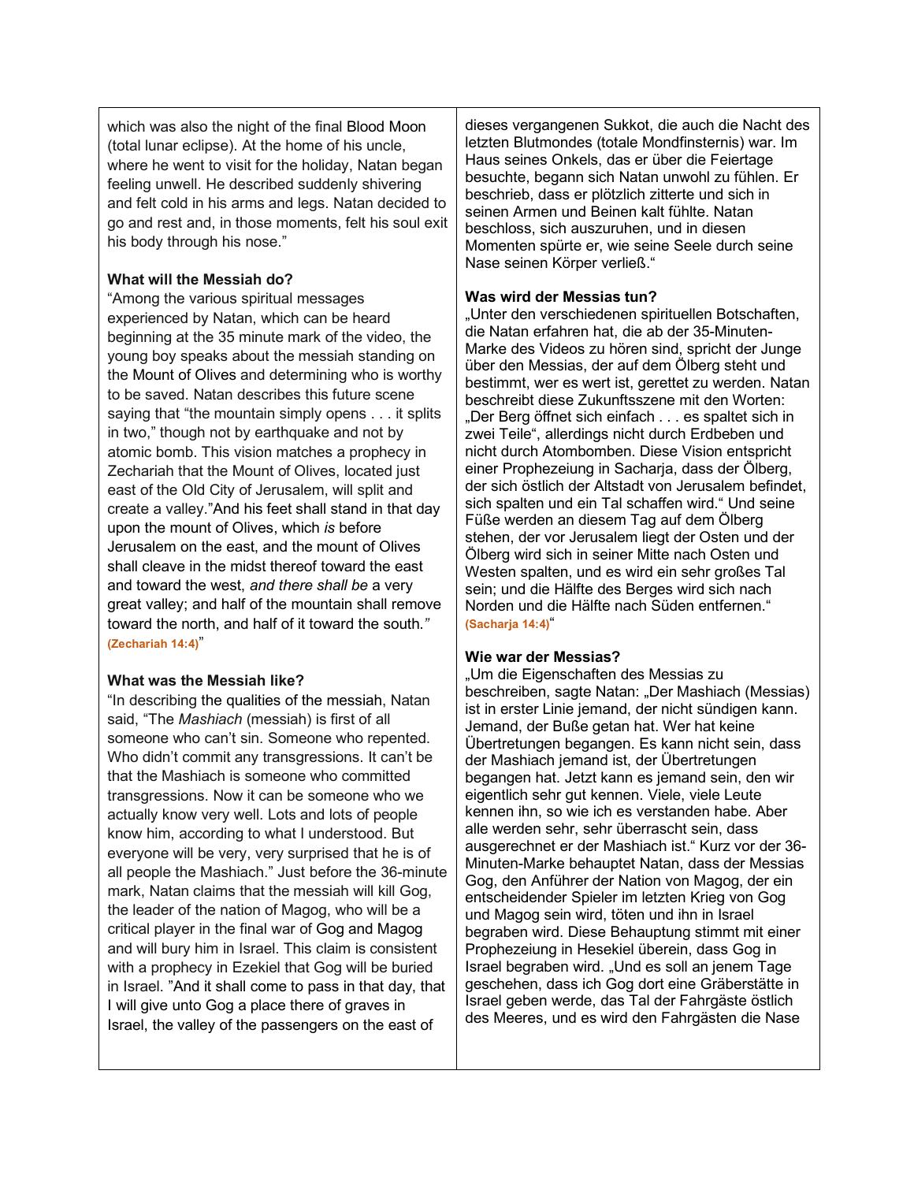which was also the night of the final Blood Moon (total lunar eclipse). At the home of his uncle, where he went to visit for the holiday, Natan began feeling unwell. He described suddenly shivering and felt cold in his arms and legs. Natan decided to go and rest and, in those moments, felt his soul exit his body through his nose."

**What will the Messiah do?**

"Among the various spiritual messages experienced by Natan, which can be heard beginning at the 35 minute mark of the video, the young boy speaks about the messiah standing on the Mount of Olives and determining who is worthy to be saved. Natan describes this future scene saying that "the mountain simply opens . . . it splits in two," though not by earthquake and not by atomic bomb. This vision matches a prophecy in Zechariah that the Mount of Olives, located just east of the Old City of Jerusalem, will split and create a valley."And his feet shall stand in that day upon the mount of Olives, which *is* before Jerusalem on the east, and the mount of Olives shall cleave in the midst thereof toward the east and toward the west, *and there shall be* a very great valley; and half of the mountain shall remove toward the north, and half of it toward the south.*"* **(Zechariah 14:4)**"

**What was the Messiah like?**

"In describing the qualities of the messiah, Natan said, "The *Mashiach* (messiah) is first of all someone who can't sin. Someone who repented. Who didn't commit any transgressions. It can't be that the Mashiach is someone who committed transgressions. Now it can be someone who we actually know very well. Lots and lots of people know him, according to what I understood. But everyone will be very, very surprised that he is of all people the Mashiach." Just before the 36-minute mark, Natan claims that the messiah will kill Gog, the leader of the nation of Magog, who will be a critical player in the final war of Gog and Magog and will bury him in Israel. This claim is consistent with a prophecy in Ezekiel that Gog will be buried in Israel. "And it shall come to pass in that day, that I will give unto Gog a place there of graves in Israel, the valley of the passengers on the east of

dieses vergangenen Sukkot, die auch die Nacht des letzten Blutmondes (totale Mondfinsternis) war. Im Haus seines Onkels, das er über die Feiertage besuchte, begann sich Natan unwohl zu fühlen. Er beschrieb, dass er plötzlich zitterte und sich in seinen Armen und Beinen kalt fühlte. Natan beschloss, sich auszuruhen, und in diesen Momenten spürte er, wie seine Seele durch seine Nase seinen Körper verließ."

**Was wird der Messias tun?**

„Unter den verschiedenen spirituellen Botschaften, die Natan erfahren hat, die ab der 35-Minuten-Marke des Videos zu hören sind, spricht der Junge über den Messias, der auf dem Ölberg steht und bestimmt, wer es wert ist, gerettet zu werden. Natan beschreibt diese Zukunftsszene mit den Worten: „Der Berg öffnet sich einfach . . . es spaltet sich in zwei Teile", allerdings nicht durch Erdbeben und nicht durch Atombomben. Diese Vision entspricht einer Prophezeiung in Sacharja, dass der Ölberg, der sich östlich der Altstadt von Jerusalem befindet, sich spalten und ein Tal schaffen wird." Und seine Füße werden an diesem Tag auf dem Ölberg stehen, der vor Jerusalem liegt der Osten und der Ölberg wird sich in seiner Mitte nach Osten und Westen spalten, und es wird ein sehr großes Tal sein; und die Hälfte des Berges wird sich nach Norden und die Hälfte nach Süden entfernen." **(Sacharja 14:4)**"

**Wie war der Messias?**

„Um die Eigenschaften des Messias zu beschreiben, sagte Natan: „Der Mashiach (Messias) ist in erster Linie jemand, der nicht sündigen kann. Jemand, der Buße getan hat. Wer hat keine Übertretungen begangen. Es kann nicht sein, dass der Mashiach jemand ist, der Übertretungen begangen hat. Jetzt kann es jemand sein, den wir eigentlich sehr gut kennen. Viele, viele Leute kennen ihn, so wie ich es verstanden habe. Aber alle werden sehr, sehr überrascht sein, dass ausgerechnet er der Mashiach ist." Kurz vor der 36-Minuten-Marke behauptet Natan, dass der Messias Gog, den Anführer der Nation von Magog, der ein entscheidender Spieler im letzten Krieg von Gog und Magog sein wird, töten und ihn in Israel begraben wird. Diese Behauptung stimmt mit einer Prophezeiung in Hesekiel überein, dass Gog in Israel begraben wird. „Und es soll an jenem Tage geschehen, dass ich Gog dort eine Gräberstätte in Israel geben werde, das Tal der Fahrgäste östlich des Meeres, und es wird den Fahrgästen die Nase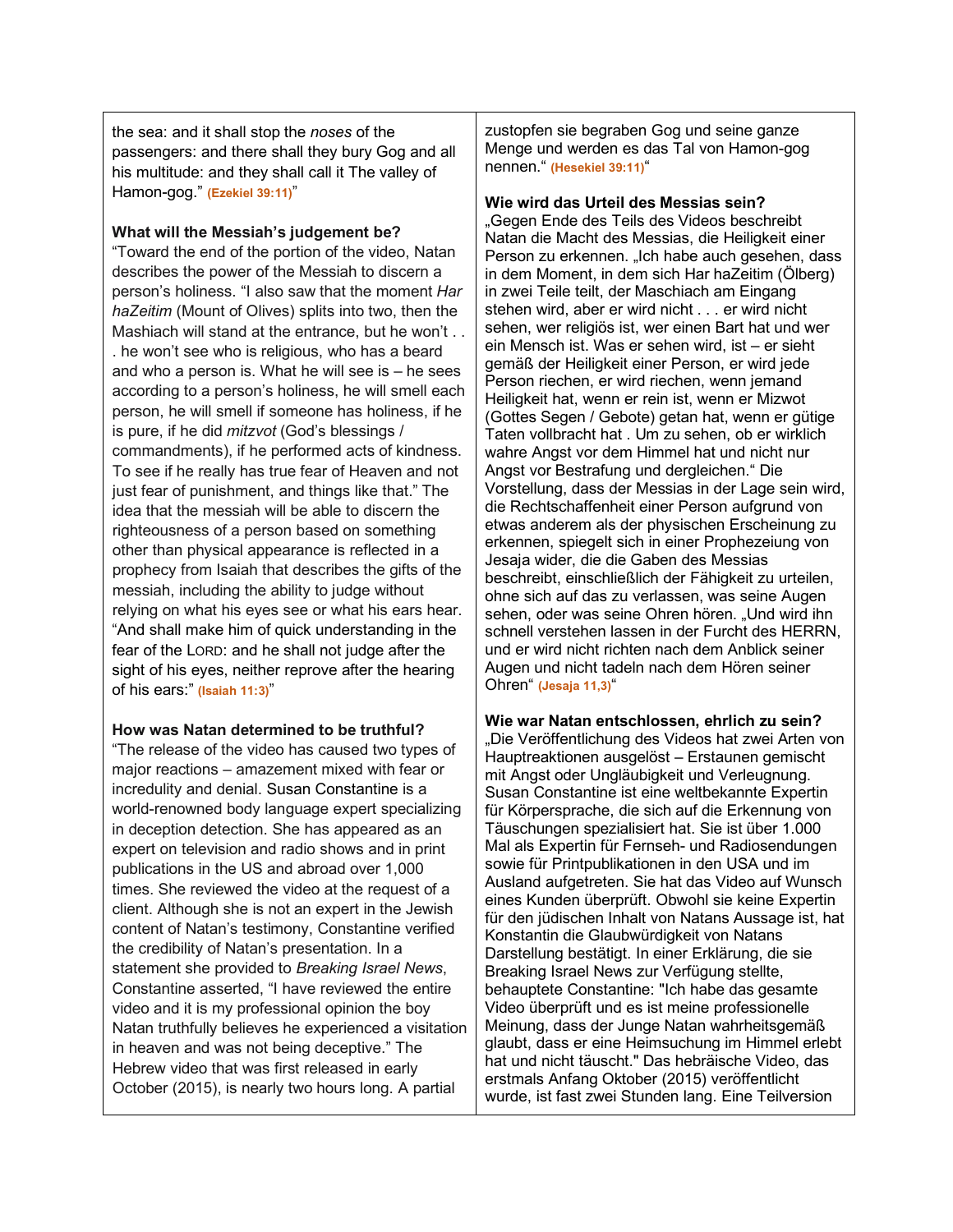the sea: and it shall stop the *noses* of the passengers: and there shall they bury Gog and all his multitude: and they shall call it The valley of Hamon-gog." **(Ezekiel 39:11)**"

### What will the Messiah's judgement be?

"Toward the end of the portion of the video, Natan describes the power of the Messiah to discern a person's holiness. "I also saw that the moment *Har haZeitim* (Mount of Olives) splits into two, then the Mashiach will stand at the entrance, but he won't . . . he won't see who is religious, who has a beard and who a person is. What he will see is – he sees according to a person's holiness, he will smell each person, he will smell if someone has holiness, if he is pure, if he did *mitzvot* (God's blessings / commandments), if he performed acts of kindness. To see if he really has true fear of Heaven and not just fear of punishment, and things like that." The idea that the messiah will be able to discern the righteousness of a person based on something other than physical appearance is reflected in a prophecy from Isaiah that describes the gifts of the messiah, including the ability to judge without relying on what his eyes see or what his ears hear. "And shall make him of quick understanding in the fear of the LORD: and he shall not judge after the sight of his eyes, neither reprove after the hearing of his ears:" **(Isaiah 11:3)**"

### How was Natan determined to be truthful?

"The release of the video has caused two types of major reactions – amazement mixed with fear or incredulity and denial. Susan Constantine is a world-renowned body language expert specializing in deception detection. She has appeared as an expert on television and radio shows and in print publications in the US and abroad over 1,000 times. She reviewed the video at the request of a client. Although she is not an expert in the Jewish content of Natan's testimony, Constantine verified the credibility of Natan's presentation. In a statement she provided to *Breaking Israel News*, Constantine asserted, "I have reviewed the entire video and it is my professional opinion the boy Natan truthfully believes he experienced a visitation in heaven and was not being deceptive." The Hebrew video that was first released in early October (2015), is nearly two hours long. A partial

zustopfen sie begraben Gog und seine ganze Menge und werden es das Tal von Hamon-gog nennen." **(Hesekiel 39:11)**"

### Wie wird das Urteil des Messias sein?

„Gegen Ende des Teils des Videos beschreibt Natan die Macht des Messias, die Heiligkeit einer Person zu erkennen. „Ich habe auch gesehen, dass in dem Moment, in dem sich Har haZeitim (Ölberg) in zwei Teile teilt, der Maschiach am Eingang stehen wird, aber er wird nicht . . . er wird nicht sehen, wer religiös ist, wer einen Bart hat und wer ein Mensch ist. Was er sehen wird, ist – er sieht gemäß der Heiligkeit einer Person, er wird jede Person riechen, er wird riechen, wenn jemand Heiligkeit hat, wenn er rein ist, wenn er Mizwot (Gottes Segen / Gebote) getan hat, wenn er gütige Taten vollbracht hat . Um zu sehen, ob er wirklich wahre Angst vor dem Himmel hat und nicht nur Angst vor Bestrafung und dergleichen." Die Vorstellung, dass der Messias in der Lage sein wird, die Rechtschaffenheit einer Person aufgrund von etwas anderem als der physischen Erscheinung zu erkennen, spiegelt sich in einer Prophezeiung von Jesaja wider, die die Gaben des Messias beschreibt, einschließlich der Fähigkeit zu urteilen, ohne sich auf das zu verlassen, was seine Augen sehen, oder was seine Ohren hören. „Und wird ihn schnell verstehen lassen in der Furcht des HERRN, und er wird nicht richten nach dem Anblick seiner Augen und nicht tadeln nach dem Hören seiner Ohren" **(Jesaja 11,3)**"

### Wie war Natan entschlossen, ehrlich zu sein?

„Die Veröffentlichung des Videos hat zwei Arten von Hauptreaktionen ausgelöst – Erstaunen gemischt mit Angst oder Ungläubigkeit und Verleugnung. Susan Constantine ist eine weltbekannte Expertin für Körpersprache, die sich auf die Erkennung von Täuschungen spezialisiert hat. Sie ist über 1.000 Mal als Expertin für Fernseh- und Radiosendungen sowie für Printpublikationen in den USA und im Ausland aufgetreten. Sie hat das Video auf Wunsch eines Kunden überprüft. Obwohl sie keine Expertin für den jüdischen Inhalt von Natans Aussage ist, hat Konstantin die Glaubwürdigkeit von Natans Darstellung bestätigt. In einer Erklärung, die sie Breaking Israel News zur Verfügung stellte, behauptete Constantine: "Ich habe das gesamte Video überprüft und es ist meine professionelle Meinung, dass der Junge Natan wahrheitsgemäß glaubt, dass er eine Heimsuchung im Himmel erlebt hat und nicht täuscht." Das hebräische Video, das erstmals Anfang Oktober (2015) veröffentlicht wurde, ist fast zwei Stunden lang. Eine Teilversion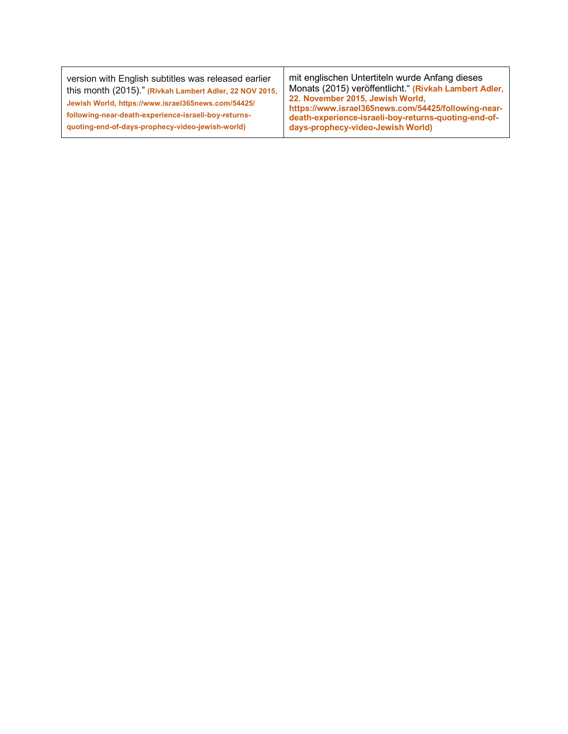| | |
|---|---|
| version with English subtitles was released earlier this month (2015).” **(Rivkah Lambert Adler, 22 NOV 2015, Jewish World, https://www.israel365news.com/54425/following-near-death-experience-israeli-boy-returns-quoting-end-of-days-prophecy-video-jewish-world)** | mit englischen Untertiteln wurde Anfang dieses Monats (2015) veröffentlicht.“ **(Rivkah Lambert Adler, 22. November 2015, Jewish World, https://www.israel365news.com/54425/following-near-death-experience-israeli-boy-returns-quoting-end-of-days-prophecy-video-Jewish World)** |